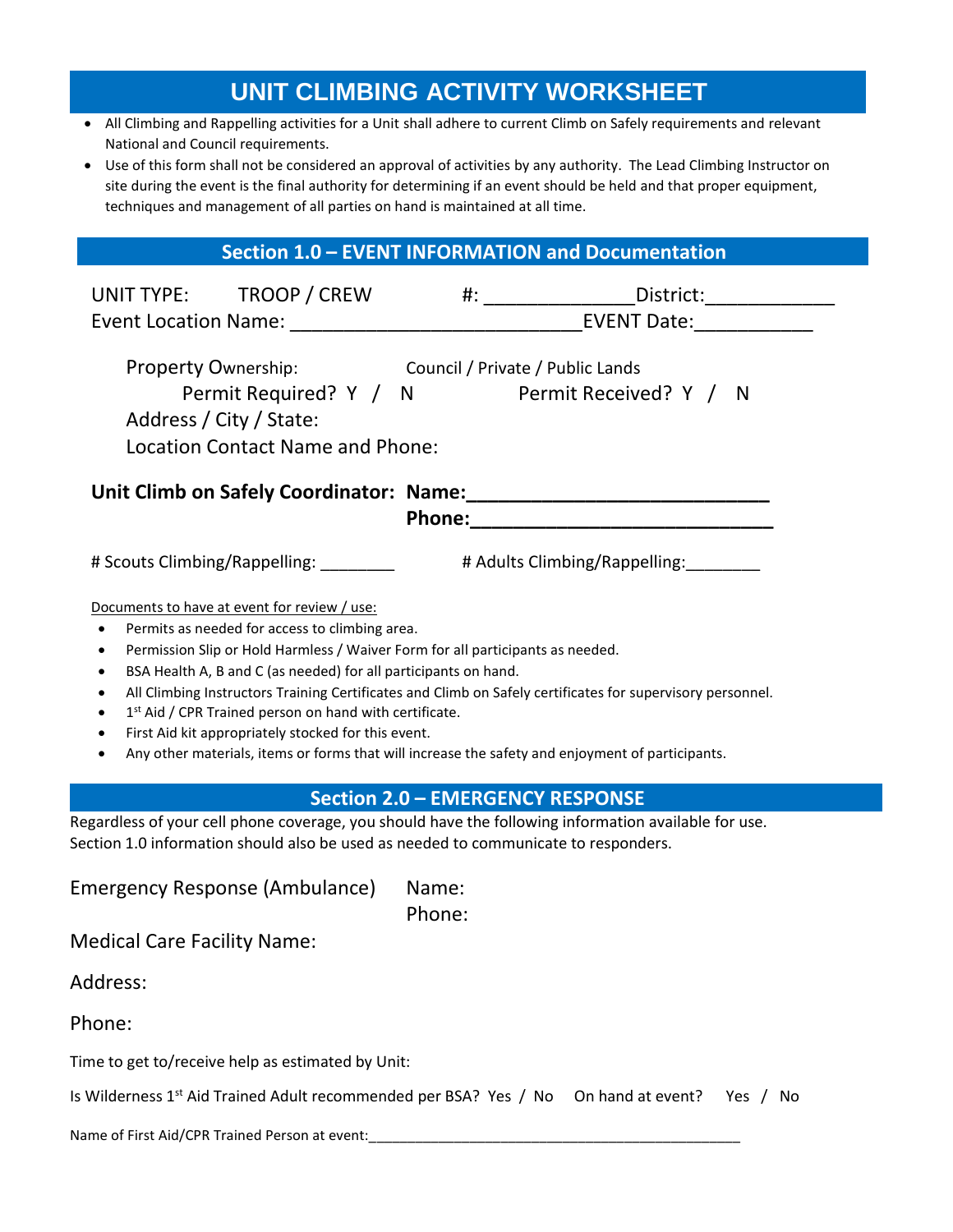# UNIT CLIMBING ACTIVITY WORKSHEET

- All Climbing and Rappelling activities for a Unit shall adhere to current Climb on Safely requirements and relevant National and Council requirements.
- Use of this form shall not be considered an approval of activities by any authority. The Lead Climbing Instructor on site during the event is the final authority for determining if an event should be held and that proper equipment, techniques and management of all parties on hand is maintained at all time.

## Section 1.0 – EVENT INFORMATION and Documentation

UNIT TYPE: TROOP / CREW #: _____________ District:___________

Event Location Name: _________________________ EVENT Date:__________

Property Ownership: Council / Private / Public Lands

Permit Required? Y / N Permit Received? Y / N

Address / City / State:

Location Contact Name and Phone:

**Unit Climb on Safely Coordinator: Name:_________________________**

**Phone:_________________________**

# Scouts Climbing/Rappelling: _______ # Adults Climbing/Rappelling:_______

Documents to have at event for review / use:

- Permits as needed for access to climbing area.
- Permission Slip or Hold Harmless / Waiver Form for all participants as needed.
- BSA Health A, B and C (as needed) for all participants on hand.
- All Climbing Instructors Training Certificates and Climb on Safely certificates for supervisory personnel.
- 1st Aid / CPR Trained person on hand with certificate.
- First Aid kit appropriately stocked for this event.
- Any other materials, items or forms that will increase the safety and enjoyment of participants.

## Section 2.0 – EMERGENCY RESPONSE

Regardless of your cell phone coverage, you should have the following information available for use. Section 1.0 information should also be used as needed to communicate to responders.

Emergency Response (Ambulance) Name:

Phone:

Medical Care Facility Name:

Address:

Phone:

Time to get to/receive help as estimated by Unit:

Is Wilderness 1st Aid Trained Adult recommended per BSA? Yes / No On hand at event? Yes / No

Name of First Aid/CPR Trained Person at event:_______________________________________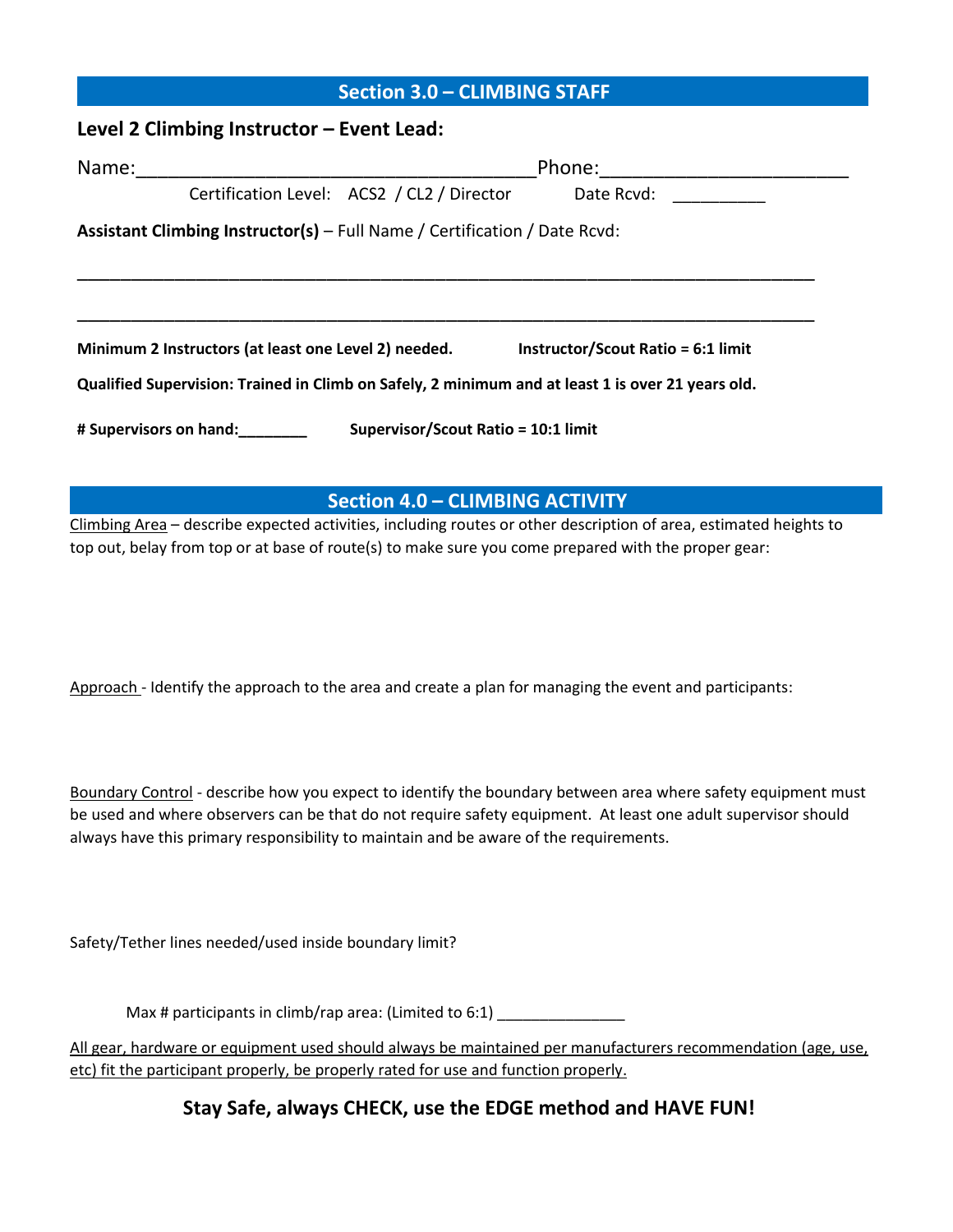## Section 3.0 – CLIMBING STAFF

**Level 2 Climbing Instructor – Event Lead:**

Name:_______________________________________Phone:________________________

Certification Level: ACS2 / CL2 / Director Date Rcvd: __________

**Assistant Climbing Instructor(s)** – Full Name / Certification / Date Rcvd:

________________________________________________________________________________

________________________________________________________________________________

**Minimum 2 Instructors (at least one Level 2) needed.** **Instructor/Scout Ratio = 6:1 limit**

**Qualified Supervision: Trained in Climb on Safely, 2 minimum and at least 1 is over 21 years old.**

**# Supervisors on hand:________** **Supervisor/Scout Ratio = 10:1 limit**

## Section 4.0 – CLIMBING ACTIVITY

<u>Climbing Area</u> – describe expected activities, including routes or other description of area, estimated heights to top out, belay from top or at base of route(s) to make sure you come prepared with the proper gear:

<u>Approach</u> - Identify the approach to the area and create a plan for managing the event and participants:

<u>Boundary Control</u> - describe how you expect to identify the boundary between area where safety equipment must be used and where observers can be that do not require safety equipment. At least one adult supervisor should always have this primary responsibility to maintain and be aware of the requirements.

Safety/Tether lines needed/used inside boundary limit?

Max # participants in climb/rap area: (Limited to 6:1) _______________

<u>All gear, hardware or equipment used should always be maintained per manufacturers recommendation (age, use, etc) fit the participant properly, be properly rated for use and function properly.</u>

**Stay Safe, always CHECK, use the EDGE method and HAVE FUN!**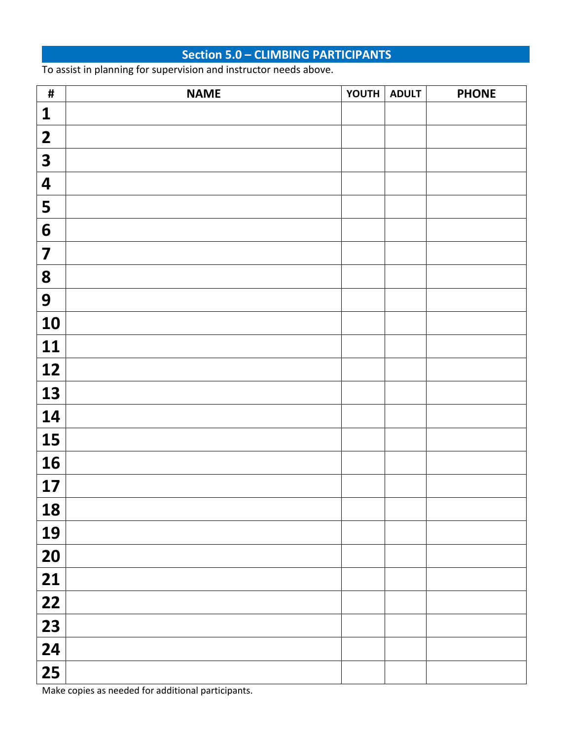## Section 5.0 – CLIMBING PARTICIPANTS

To assist in planning for supervision and instructor needs above.

| # | NAME | YOUTH | ADULT | PHONE |
|---|---|---|---|---|
| **1** | | | | |
| **2** | | | | |
| **3** | | | | |
| **4** | | | | |
| **5** | | | | |
| **6** | | | | |
| **7** | | | | |
| **8** | | | | |
| **9** | | | | |
| **10** | | | | |
| **11** | | | | |
| **12** | | | | |
| **13** | | | | |
| **14** | | | | |
| **15** | | | | |
| **16** | | | | |
| **17** | | | | |
| **18** | | | | |
| **19** | | | | |
| **20** | | | | |
| **21** | | | | |
| **22** | | | | |
| **23** | | | | |
| **24** | | | | |
| **25** | | | | |

Make copies as needed for additional participants.